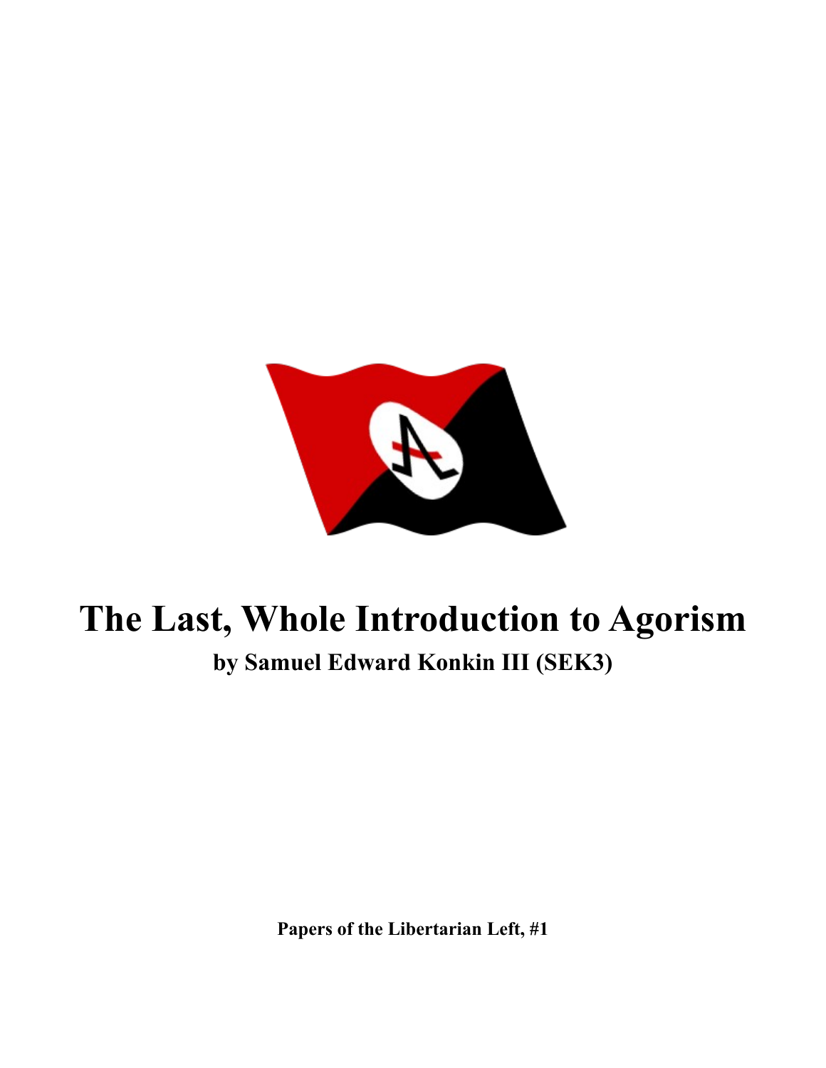# The Last, Whole Introduction to Agorism

**by Samuel Edward Konkin III (SEK3)**

**Papers of the Libertarian Left, #1**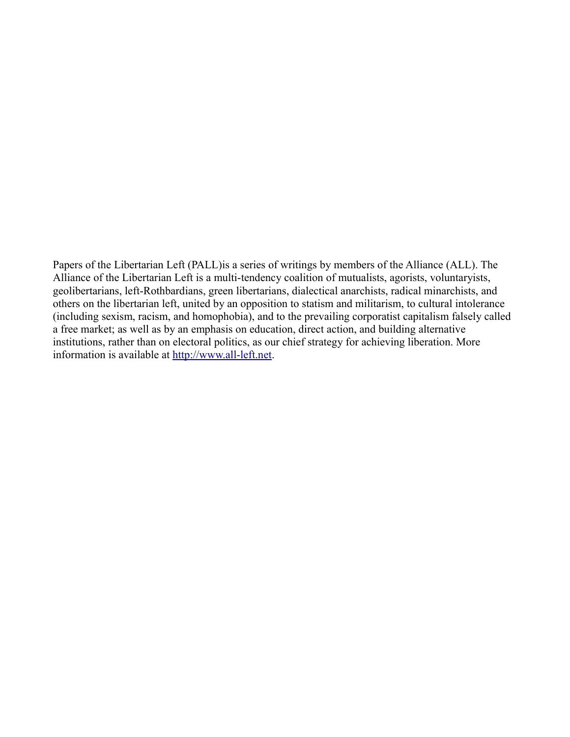Papers of the Libertarian Left (PALL)is a series of writings by members of the Alliance (ALL). The Alliance of the Libertarian Left is a multi-tendency coalition of mutualists, agorists, voluntaryists, geolibertarians, left-Rothbardians, green libertarians, dialectical anarchists, radical minarchists, and others on the libertarian left, united by an opposition to statism and militarism, to cultural intolerance (including sexism, racism, and homophobia), and to the prevailing corporatist capitalism falsely called a free market; as well as by an emphasis on education, direct action, and building alternative institutions, rather than on electoral politics, as our chief strategy for achieving liberation. More information is available at [http://www.all-left.net](http://www.all-left.net).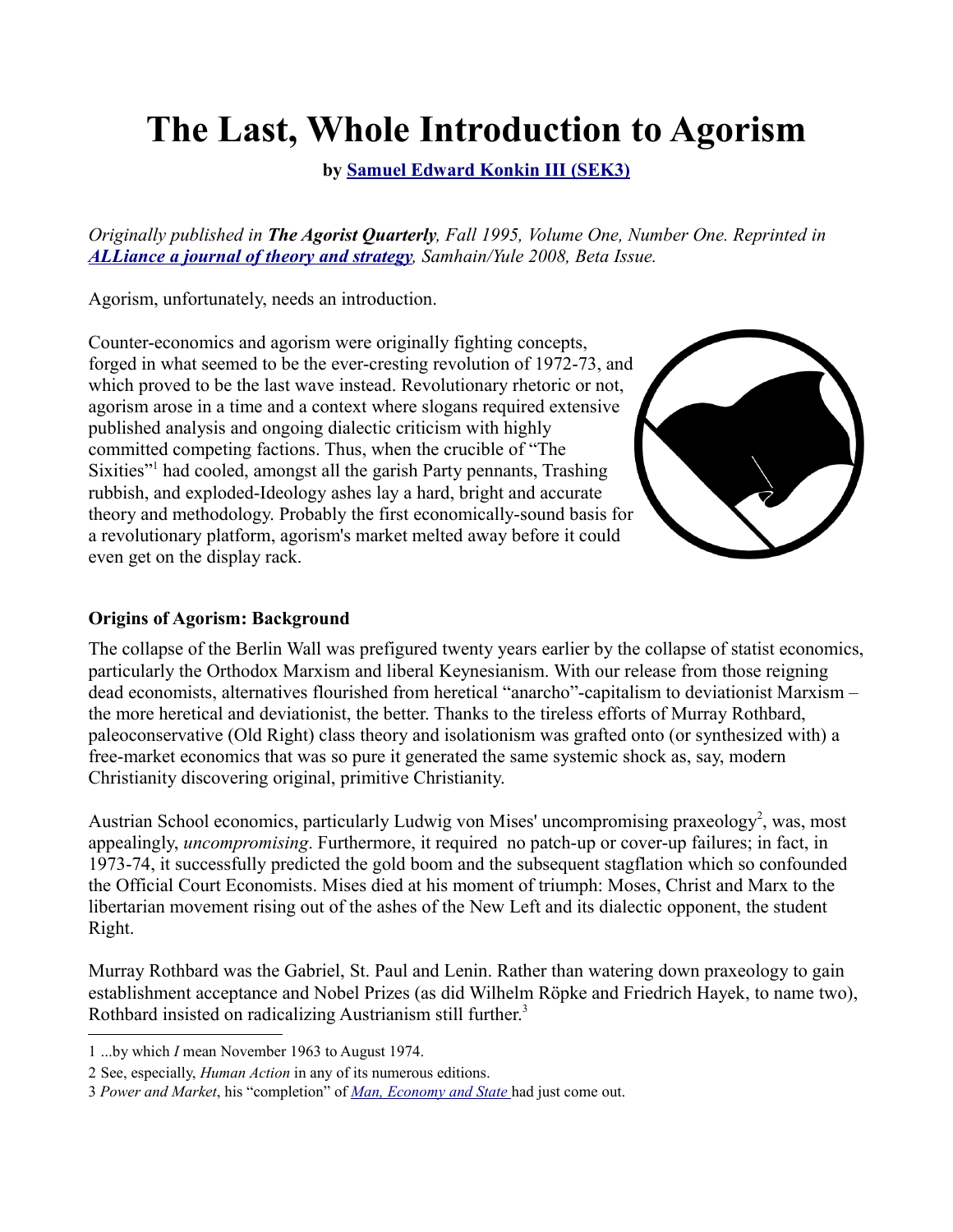# The Last, Whole Introduction to Agorism

**by Samuel Edward Konkin III (SEK3)**

*Originally published in **The Agorist Quarterly**, Fall 1995, Volume One, Number One. Reprinted in ALLiance a journal of theory and strategy, Samhain/Yule 2008, Beta Issue.*

Agorism, unfortunately, needs an introduction.

Counter-economics and agorism were originally fighting concepts, forged in what seemed to be the ever-cresting revolution of 1972-73, and which proved to be the last wave instead. Revolutionary rhetoric or not, agorism arose in a time and a context where slogans required extensive published analysis and ongoing dialectic criticism with highly committed competing factions. Thus, when the crucible of "The Sixties"[1] had cooled, amongst all the garish Party pennants, Trashing rubbish, and exploded-Ideology ashes lay a hard, bright and accurate theory and methodology. Probably the first economically-sound basis for a revolutionary platform, agorism's market melted away before it could even get on the display rack.

### Origins of Agorism: Background

The collapse of the Berlin Wall was prefigured twenty years earlier by the collapse of statist economics, particularly the Orthodox Marxism and liberal Keynesianism. With our release from those reigning dead economists, alternatives flourished from heretical "anarcho"-capitalism to deviationist Marxism – the more heretical and deviationist, the better. Thanks to the tireless efforts of Murray Rothbard, paleoconservative (Old Right) class theory and isolationism was grafted onto (or synthesized with) a free-market economics that was so pure it generated the same systemic shock as, say, modern Christianity discovering original, primitive Christianity.

Austrian School economics, particularly Ludwig von Mises' uncompromising praxeology[2], was, most appealingly, *uncompromising*. Furthermore, it required no patch-up or cover-up failures; in fact, in 1973-74, it successfully predicted the gold boom and the subsequent stagflation which so confounded the Official Court Economists. Mises died at his moment of triumph: Moses, Christ and Marx to the libertarian movement rising out of the ashes of the New Left and its dialectic opponent, the student Right.

Murray Rothbard was the Gabriel, St. Paul and Lenin. Rather than watering down praxeology to gain establishment acceptance and Nobel Prizes (as did Wilhelm Röpke and Friedrich Hayek, to name two), Rothbard insisted on radicalizing Austrianism still further.[3]

1 ...by which *I* mean November 1963 to August 1974.

2 See, especially, *Human Action* in any of its numerous editions.

3 *Power and Market*, his "completion" of *Man, Economy and State* had just come out.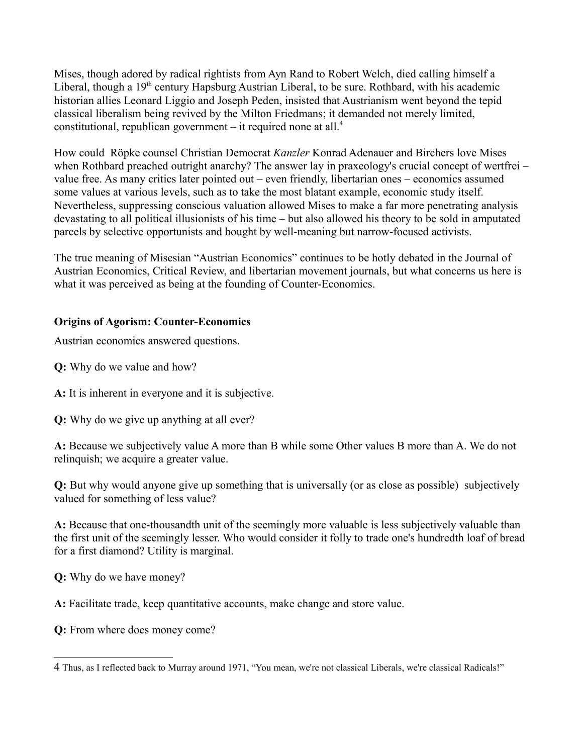Mises, though adored by radical rightists from Ayn Rand to Robert Welch, died calling himself a Liberal, though a 19th century Hapsburg Austrian Liberal, to be sure. Rothbard, with his academic historian allies Leonard Liggio and Joseph Peden, insisted that Austrianism went beyond the tepid classical liberalism being revived by the Milton Friedmans; it demanded not merely limited, constitutional, republican government – it required none at all.[4]

How could Röpke counsel Christian Democrat *Kanzler* Konrad Adenauer and Birchers love Mises when Rothbard preached outright anarchy? The answer lay in praxeology's crucial concept of wertfrei – value free. As many critics later pointed out – even friendly, libertarian ones – economics assumed some values at various levels, such as to take the most blatant example, economic study itself. Nevertheless, suppressing conscious valuation allowed Mises to make a far more penetrating analysis devastating to all political illusionists of his time – but also allowed his theory to be sold in amputated parcels by selective opportunists and bought by well-meaning but narrow-focused activists.

The true meaning of Misesian "Austrian Economics" continues to be hotly debated in the Journal of Austrian Economics, Critical Review, and libertarian movement journals, but what concerns us here is what it was perceived as being at the founding of Counter-Economics.

**Origins of Agorism: Counter-Economics**

Austrian economics answered questions.

**Q:** Why do we value and how?

**A:** It is inherent in everyone and it is subjective.

**Q:** Why do we give up anything at all ever?

**A:** Because we subjectively value A more than B while some Other values B more than A. We do not relinquish; we acquire a greater value.

**Q:** But why would anyone give up something that is universally (or as close as possible) subjectively valued for something of less value?

**A:** Because that one-thousandth unit of the seemingly more valuable is less subjectively valuable than the first unit of the seemingly lesser. Who would consider it folly to trade one's hundredth loaf of bread for a first diamond? Utility is marginal.

**Q:** Why do we have money?

**A:** Facilitate trade, keep quantitative accounts, make change and store value.

**Q:** From where does money come?

---

4 Thus, as I reflected back to Murray around 1971, "You mean, we're not classical Liberals, we're classical Radicals!"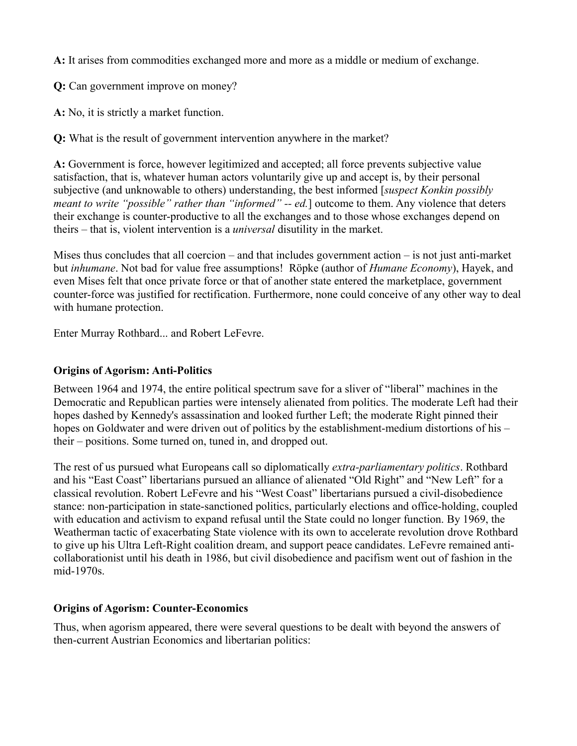**A:** It arises from commodities exchanged more and more as a middle or medium of exchange.

**Q:** Can government improve on money?

**A:** No, it is strictly a market function.

**Q:** What is the result of government intervention anywhere in the market?

**A:** Government is force, however legitimized and accepted; all force prevents subjective value satisfaction, that is, whatever human actors voluntarily give up and accept is, by their personal subjective (and unknowable to others) understanding, the best informed [*suspect Konkin possibly meant to write "possible" rather than "informed" -- ed.*] outcome to them. Any violence that deters their exchange is counter-productive to all the exchanges and to those whose exchanges depend on theirs – that is, violent intervention is a *universal* disutility in the market.

Mises thus concludes that all coercion – and that includes government action – is not just anti-market but *inhumane*. Not bad for value free assumptions! Röpke (author of *Humane Economy*), Hayek, and even Mises felt that once private force or that of another state entered the marketplace, government counter-force was justified for rectification. Furthermore, none could conceive of any other way to deal with humane protection.

Enter Murray Rothbard... and Robert LeFevre.

### Origins of Agorism: Anti-Politics

Between 1964 and 1974, the entire political spectrum save for a sliver of "liberal" machines in the Democratic and Republican parties were intensely alienated from politics. The moderate Left had their hopes dashed by Kennedy's assassination and looked further Left; the moderate Right pinned their hopes on Goldwater and were driven out of politics by the establishment-medium distortions of his – their – positions. Some turned on, tuned in, and dropped out.

The rest of us pursued what Europeans call so diplomatically *extra-parliamentary politics*. Rothbard and his "East Coast" libertarians pursued an alliance of alienated "Old Right" and "New Left" for a classical revolution. Robert LeFevre and his "West Coast" libertarians pursued a civil-disobedience stance: non-participation in state-sanctioned politics, particularly elections and office-holding, coupled with education and activism to expand refusal until the State could no longer function. By 1969, the Weatherman tactic of exacerbating State violence with its own to accelerate revolution drove Rothbard to give up his Ultra Left-Right coalition dream, and support peace candidates. LeFevre remained anti-collaborationist until his death in 1986, but civil disobedience and pacifism went out of fashion in the mid-1970s.

### Origins of Agorism: Counter-Economics

Thus, when agorism appeared, there were several questions to be dealt with beyond the answers of then-current Austrian Economics and libertarian politics: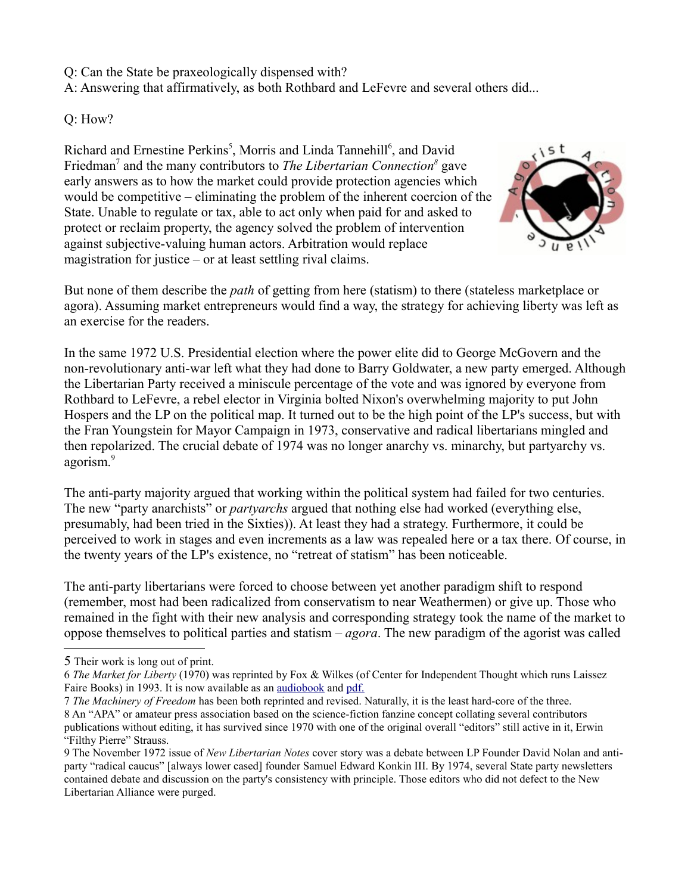Q: Can the State be praxeologically dispensed with?
A: Answering that affirmatively, as both Rothbard and LeFevre and several others did...

Q: How?

Richard and Ernestine Perkins[5], Morris and Linda Tannehill[6], and David Friedman[7] and the many contributors to *The Libertarian Connection*[8] gave early answers as to how the market could provide protection agencies which would be competitive – eliminating the problem of the inherent coercion of the State. Unable to regulate or tax, able to act only when paid for and asked to protect or reclaim property, the agency solved the problem of intervention against subjective-valuing human actors. Arbitration would replace magistration for justice – or at least settling rival claims.

But none of them describe the *path* of getting from here (statism) to there (stateless marketplace or agora). Assuming market entrepreneurs would find a way, the strategy for achieving liberty was left as an exercise for the readers.

In the same 1972 U.S. Presidential election where the power elite did to George McGovern and the non-revolutionary anti-war left what they had done to Barry Goldwater, a new party emerged. Although the Libertarian Party received a miniscule percentage of the vote and was ignored by everyone from Rothbard to LeFevre, a rebel elector in Virginia bolted Nixon's overwhelming majority to put John Hospers and the LP on the political map. It turned out to be the high point of the LP's success, but with the Fran Youngstein for Mayor Campaign in 1973, conservative and radical libertarians mingled and then repolarized. The crucial debate of 1974 was no longer anarchy vs. minarchy, but partyarchy vs. agorism.[9]

The anti-party majority argued that working within the political system had failed for two centuries. The new "party anarchists" or *partyarchs* argued that nothing else had worked (everything else, presumably, had been tried in the Sixties)). At least they had a strategy. Furthermore, it could be perceived to work in stages and even increments as a law was repealed here or a tax there. Of course, in the twenty years of the LP's existence, no "retreat of statism" has been noticeable.

The anti-party libertarians were forced to choose between yet another paradigm shift to respond (remember, most had been radicalized from conservatism to near Weathermen) or give up. Those who remained in the fight with their new analysis and corresponding strategy took the name of the market to oppose themselves to political parties and statism – *agora*. The new paradigm of the agorist was called

---

5 Their work is long out of print.

6 *The Market for Liberty* (1970) was reprinted by Fox & Wilkes (of Center for Independent Thought which runs Laissez Faire Books) in 1993. It is now available as an audiobook and pdf.

7 *The Machinery of Freedom* has been both reprinted and revised. Naturally, it is the least hard-core of the three.

8 An "APA" or amateur press association based on the science-fiction fanzine concept collating several contributors publications without editing, it has survived since 1970 with one of the original overall "editors" still active in it, Erwin "Filthy Pierre" Strauss.

9 The November 1972 issue of *New Libertarian Notes* cover story was a debate between LP Founder David Nolan and anti-party "radical caucus" [always lower cased] founder Samuel Edward Konkin III. By 1974, several State party newsletters contained debate and discussion on the party's consistency with principle. Those editors who did not defect to the New Libertarian Alliance were purged.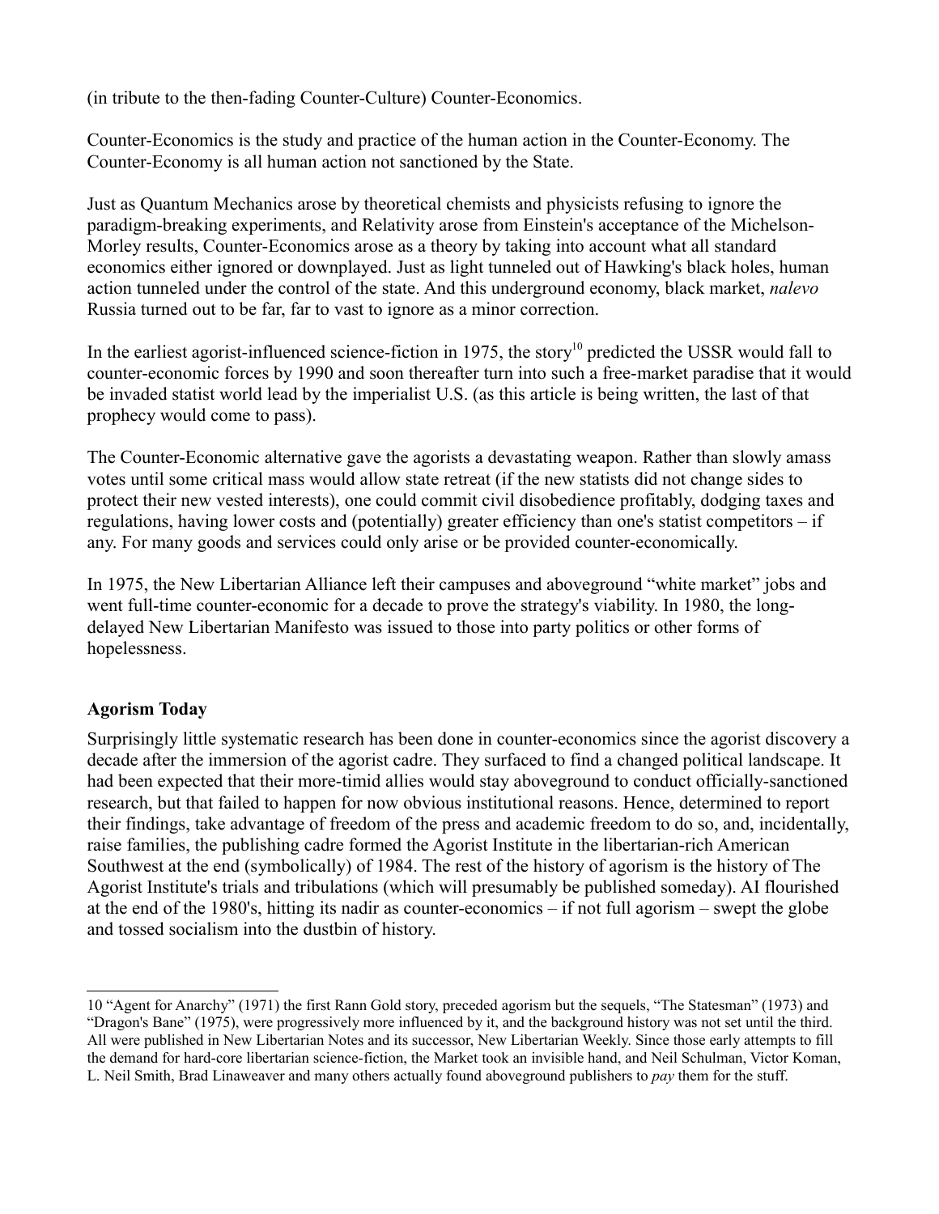(in tribute to the then-fading Counter-Culture) Counter-Economics.

Counter-Economics is the study and practice of the human action in the Counter-Economy. The Counter-Economy is all human action not sanctioned by the State.

Just as Quantum Mechanics arose by theoretical chemists and physicists refusing to ignore the paradigm-breaking experiments, and Relativity arose from Einstein's acceptance of the Michelson-Morley results, Counter-Economics arose as a theory by taking into account what all standard economics either ignored or downplayed. Just as light tunneled out of Hawking's black holes, human action tunneled under the control of the state. And this underground economy, black market, *nalevo* Russia turned out to be far, far to vast to ignore as a minor correction.

In the earliest agorist-influenced science-fiction in 1975, the story[10] predicted the USSR would fall to counter-economic forces by 1990 and soon thereafter turn into such a free-market paradise that it would be invaded statist world lead by the imperialist U.S. (as this article is being written, the last of that prophecy would come to pass).

The Counter-Economic alternative gave the agorists a devastating weapon. Rather than slowly amass votes until some critical mass would allow state retreat (if the new statists did not change sides to protect their new vested interests), one could commit civil disobedience profitably, dodging taxes and regulations, having lower costs and (potentially) greater efficiency than one's statist competitors – if any. For many goods and services could only arise or be provided counter-economically.

In 1975, the New Libertarian Alliance left their campuses and aboveground "white market" jobs and went full-time counter-economic for a decade to prove the strategy's viability. In 1980, the long-delayed New Libertarian Manifesto was issued to those into party politics or other forms of hopelessness.

### Agorism Today

Surprisingly little systematic research has been done in counter-economics since the agorist discovery a decade after the immersion of the agorist cadre. They surfaced to find a changed political landscape. It had been expected that their more-timid allies would stay aboveground to conduct officially-sanctioned research, but that failed to happen for now obvious institutional reasons. Hence, determined to report their findings, take advantage of freedom of the press and academic freedom to do so, and, incidentally, raise families, the publishing cadre formed the Agorist Institute in the libertarian-rich American Southwest at the end (symbolically) of 1984. The rest of the history of agorism is the history of The Agorist Institute's trials and tribulations (which will presumably be published someday). AI flourished at the end of the 1980's, hitting its nadir as counter-economics – if not full agorism – swept the globe and tossed socialism into the dustbin of history.

---

10 "Agent for Anarchy" (1971) the first Rann Gold story, preceded agorism but the sequels, "The Statesman" (1973) and "Dragon's Bane" (1975), were progressively more influenced by it, and the background history was not set until the third. All were published in New Libertarian Notes and its successor, New Libertarian Weekly. Since those early attempts to fill the demand for hard-core libertarian science-fiction, the Market took an invisible hand, and Neil Schulman, Victor Koman, L. Neil Smith, Brad Linaweaver and many others actually found aboveground publishers to *pay* them for the stuff.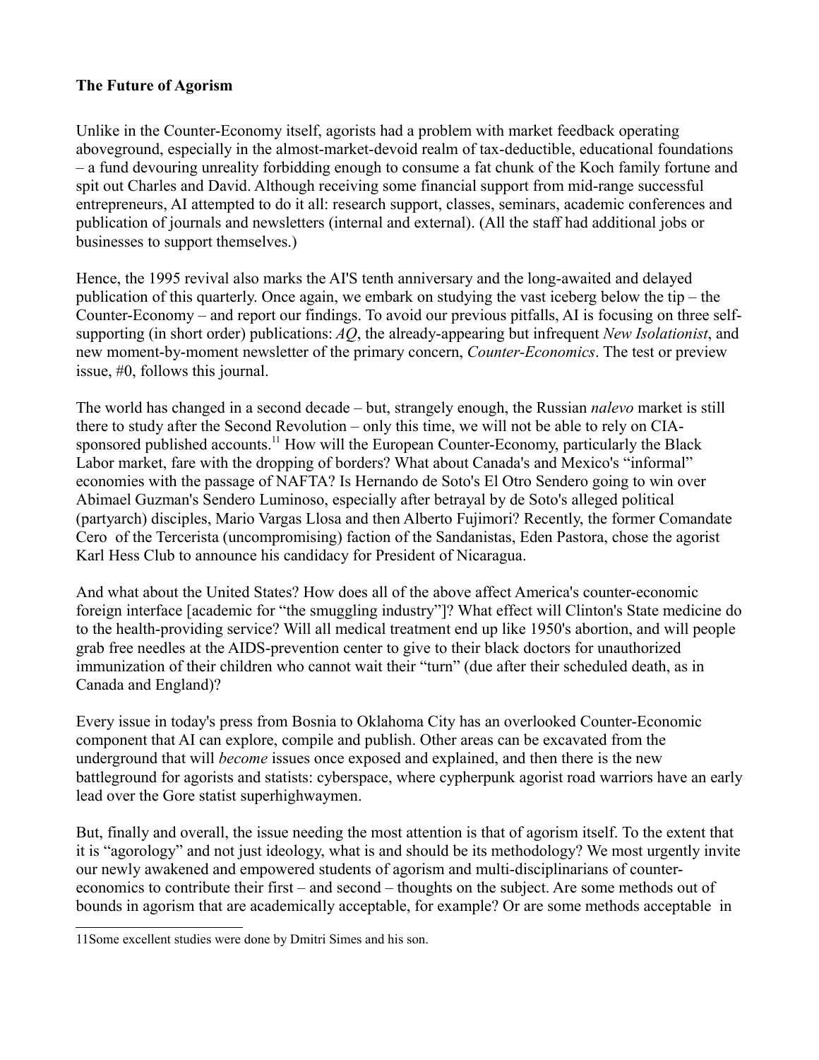**The Future of Agorism**

Unlike in the Counter-Economy itself, agorists had a problem with market feedback operating aboveground, especially in the almost-market-devoid realm of tax-deductible, educational foundations – a fund devouring unreality forbidding enough to consume a fat chunk of the Koch family fortune and spit out Charles and David. Although receiving some financial support from mid-range successful entrepreneurs, AI attempted to do it all: research support, classes, seminars, academic conferences and publication of journals and newsletters (internal and external). (All the staff had additional jobs or businesses to support themselves.)

Hence, the 1995 revival also marks the AI'S tenth anniversary and the long-awaited and delayed publication of this quarterly. Once again, we embark on studying the vast iceberg below the tip – the Counter-Economy – and report our findings. To avoid our previous pitfalls, AI is focusing on three self-supporting (in short order) publications: *AQ*, the already-appearing but infrequent *New Isolationist*, and new moment-by-moment newsletter of the primary concern, *Counter-Economics*. The test or preview issue, #0, follows this journal.

The world has changed in a second decade – but, strangely enough, the Russian *nalevo* market is still there to study after the Second Revolution – only this time, we will not be able to rely on CIA-sponsored published accounts.[11] How will the European Counter-Economy, particularly the Black Labor market, fare with the dropping of borders? What about Canada's and Mexico's "informal" economies with the passage of NAFTA? Is Hernando de Soto's El Otro Sendero going to win over Abimael Guzman's Sendero Luminoso, especially after betrayal by de Soto's alleged political (partyarch) disciples, Mario Vargas Llosa and then Alberto Fujimori? Recently, the former Comandate Cero of the Tercerista (uncompromising) faction of the Sandanistas, Eden Pastora, chose the agorist Karl Hess Club to announce his candidacy for President of Nicaragua.

And what about the United States? How does all of the above affect America's counter-economic foreign interface [academic for "the smuggling industry"]? What effect will Clinton's State medicine do to the health-providing service? Will all medical treatment end up like 1950's abortion, and will people grab free needles at the AIDS-prevention center to give to their black doctors for unauthorized immunization of their children who cannot wait their "turn" (due after their scheduled death, as in Canada and England)?

Every issue in today's press from Bosnia to Oklahoma City has an overlooked Counter-Economic component that AI can explore, compile and publish. Other areas can be excavated from the underground that will *become* issues once exposed and explained, and then there is the new battleground for agorists and statists: cyberspace, where cypherpunk agorist road warriors have an early lead over the Gore statist superhighwaymen.

But, finally and overall, the issue needing the most attention is that of agorism itself. To the extent that it is "agorology" and not just ideology, what is and should be its methodology? We most urgently invite our newly awakened and empowered students of agorism and multi-disciplinarians of counter-economics to contribute their first – and second – thoughts on the subject. Are some methods out of bounds in agorism that are academically acceptable, for example? Or are some methods acceptable in

---

11 Some excellent studies were done by Dmitri Simes and his son.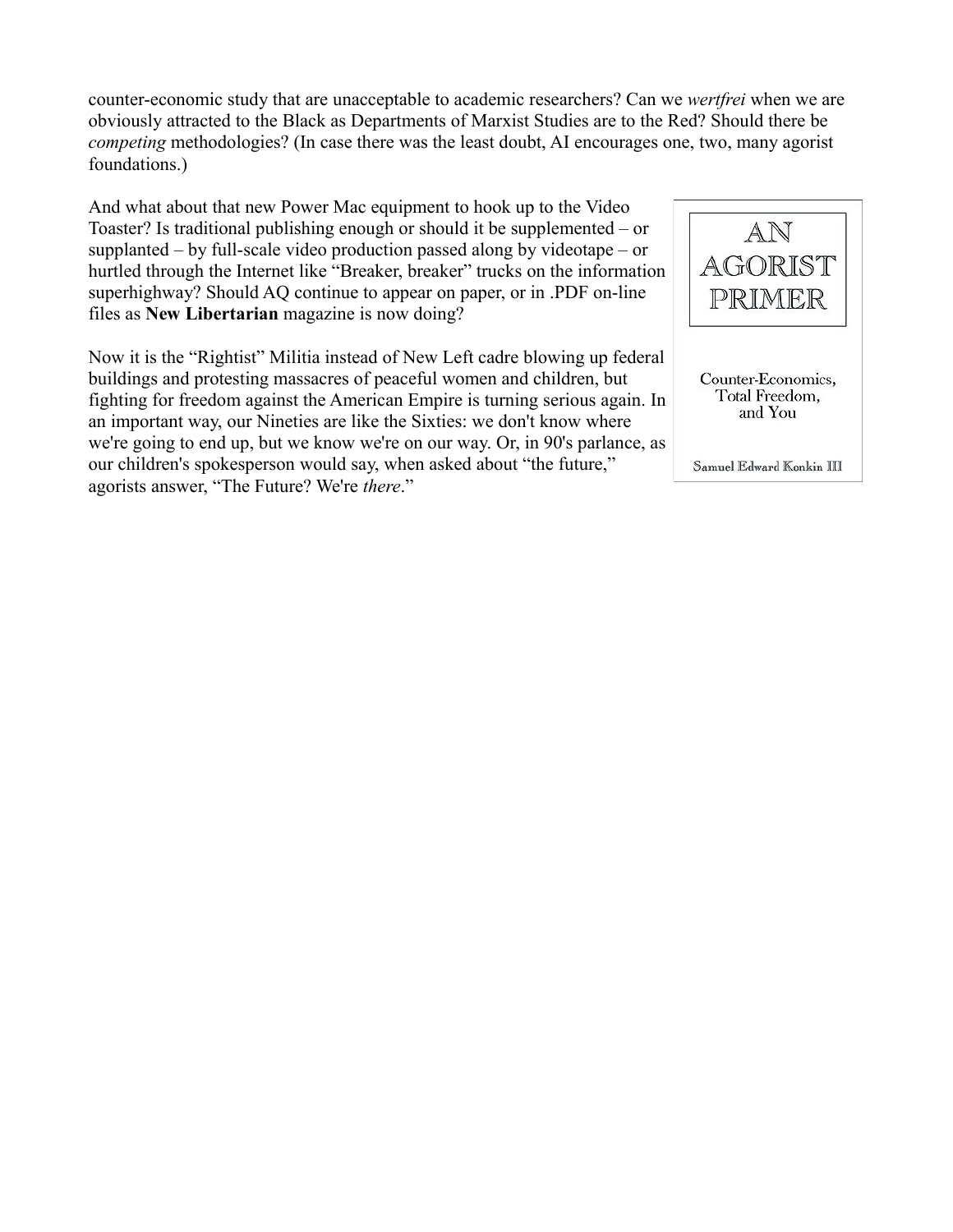counter-economic study that are unacceptable to academic researchers? Can we *wertfrei* when we are obviously attracted to the Black as Departments of Marxist Studies are to the Red? Should there be *competing* methodologies? (In case there was the least doubt, AI encourages one, two, many agorist foundations.)

And what about that new Power Mac equipment to hook up to the Video Toaster? Is traditional publishing enough or should it be supplemented – or supplanted – by full-scale video production passed along by videotape – or hurtled through the Internet like "Breaker, breaker" trucks on the information superhighway? Should AQ continue to appear on paper, or in .PDF on-line files as **New Libertarian** magazine is now doing?

Now it is the "Rightist" Militia instead of New Left cadre blowing up federal buildings and protesting massacres of peaceful women and children, but fighting for freedom against the American Empire is turning serious again. In an important way, our Nineties are like the Sixties: we don't know where we're going to end up, but we know we're on our way. Or, in 90's parlance, as our children's spokesperson would say, when asked about "the future," agorists answer, "The Future? We're *there*."

AN AGORIST PRIMER

Counter-Economics, Total Freedom, and You

Samuel Edward Konkin III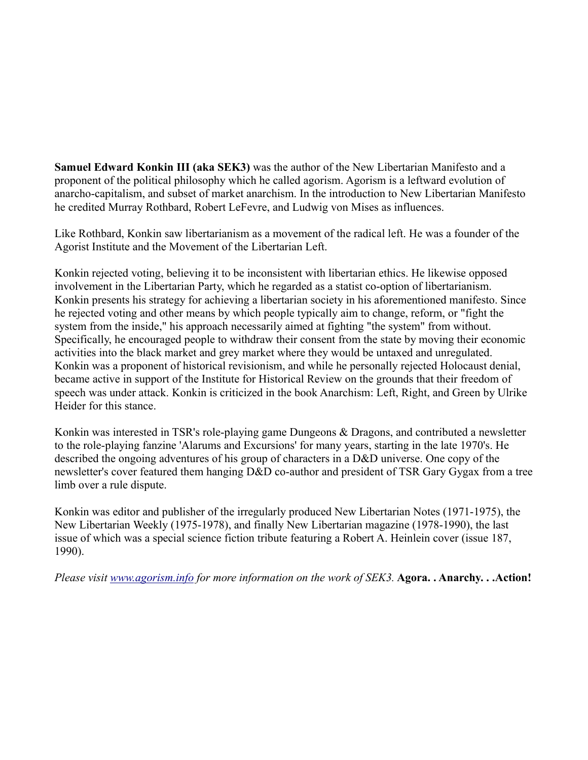**Samuel Edward Konkin III (aka SEK3)** was the author of the New Libertarian Manifesto and a proponent of the political philosophy which he called agorism. Agorism is a leftward evolution of anarcho-capitalism, and subset of market anarchism. In the introduction to New Libertarian Manifesto he credited Murray Rothbard, Robert LeFevre, and Ludwig von Mises as influences.

Like Rothbard, Konkin saw libertarianism as a movement of the radical left. He was a founder of the Agorist Institute and the Movement of the Libertarian Left.

Konkin rejected voting, believing it to be inconsistent with libertarian ethics. He likewise opposed involvement in the Libertarian Party, which he regarded as a statist co-option of libertarianism. Konkin presents his strategy for achieving a libertarian society in his aforementioned manifesto. Since he rejected voting and other means by which people typically aim to change, reform, or "fight the system from the inside," his approach necessarily aimed at fighting "the system" from without. Specifically, he encouraged people to withdraw their consent from the state by moving their economic activities into the black market and grey market where they would be untaxed and unregulated. Konkin was a proponent of historical revisionism, and while he personally rejected Holocaust denial, became active in support of the Institute for Historical Review on the grounds that their freedom of speech was under attack. Konkin is criticized in the book Anarchism: Left, Right, and Green by Ulrike Heider for this stance.

Konkin was interested in TSR's role-playing game Dungeons & Dragons, and contributed a newsletter to the role-playing fanzine 'Alarums and Excursions' for many years, starting in the late 1970's. He described the ongoing adventures of his group of characters in a D&D universe. One copy of the newsletter's cover featured them hanging D&D co-author and president of TSR Gary Gygax from a tree limb over a rule dispute.

Konkin was editor and publisher of the irregularly produced New Libertarian Notes (1971-1975), the New Libertarian Weekly (1975-1978), and finally New Libertarian magazine (1978-1990), the last issue of which was a special science fiction tribute featuring a Robert A. Heinlein cover (issue 187, 1990).

*Please visit [www.agorism.info](http://www.agorism.info) for more information on the work of SEK3.* **Agora. . Anarchy. . .Action!**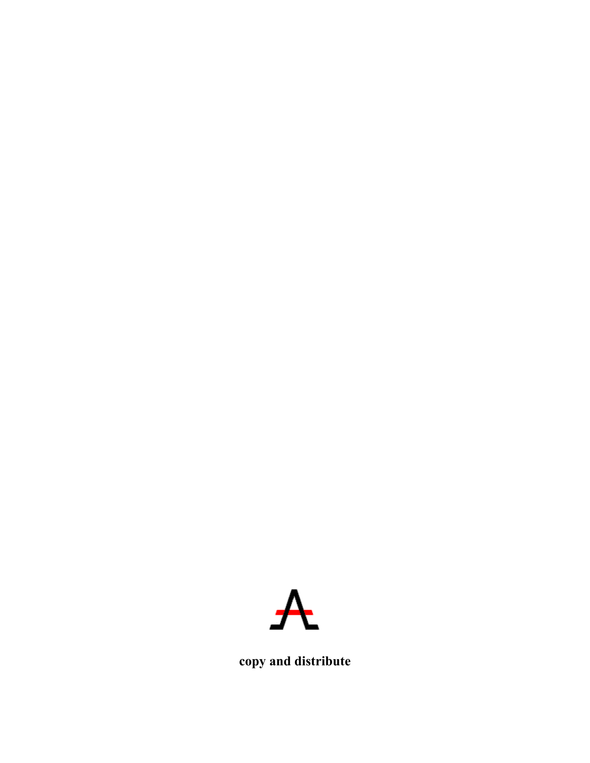**copy and distribute**